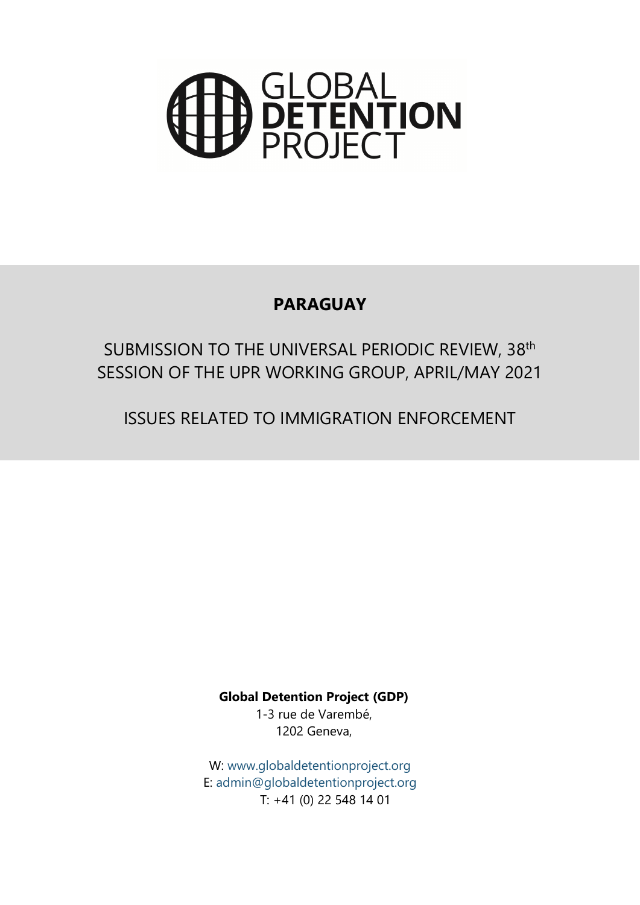GLOBAL **DETENTION** PROJECT

# PARAGUAY

## SUBMISSION TO THE UNIVERSAL PERIODIC REVIEW, 38th SESSION OF THE UPR WORKING GROUP, APRIL/MAY 2021

## ISSUES RELATED TO IMMIGRATION ENFORCEMENT

**Global Detention Project (GDP)**
1-3 rue de Varembé,
1202 Geneva,

W: www.globaldetentionproject.org
E: admin@globaldetentionproject.org
T: +41 (0) 22 548 14 01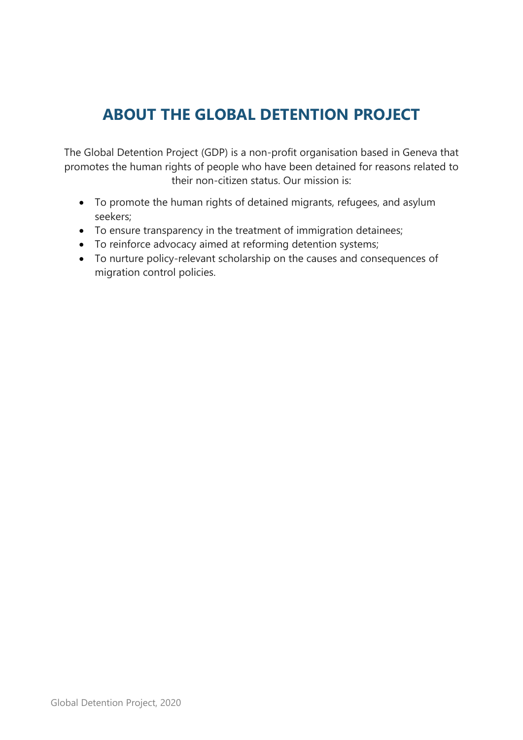# ABOUT THE GLOBAL DETENTION PROJECT

The Global Detention Project (GDP) is a non-profit organisation based in Geneva that promotes the human rights of people who have been detained for reasons related to their non-citizen status. Our mission is:

- To promote the human rights of detained migrants, refugees, and asylum seekers;
- To ensure transparency in the treatment of immigration detainees;
- To reinforce advocacy aimed at reforming detention systems;
- To nurture policy-relevant scholarship on the causes and consequences of migration control policies.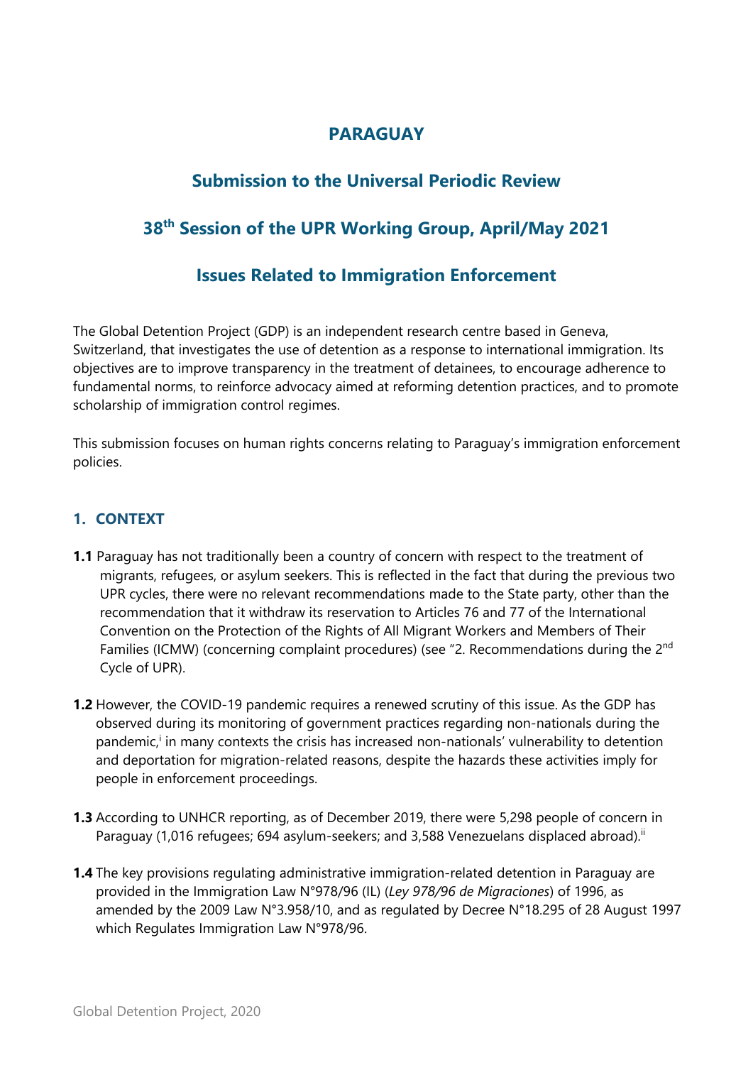# PARAGUAY

## Submission to the Universal Periodic Review

## 38th Session of the UPR Working Group, April/May 2021

## Issues Related to Immigration Enforcement

The Global Detention Project (GDP) is an independent research centre based in Geneva, Switzerland, that investigates the use of detention as a response to international immigration. Its objectives are to improve transparency in the treatment of detainees, to encourage adherence to fundamental norms, to reinforce advocacy aimed at reforming detention practices, and to promote scholarship of immigration control regimes.

This submission focuses on human rights concerns relating to Paraguay's immigration enforcement policies.

### 1. CONTEXT

**1.1** Paraguay has not traditionally been a country of concern with respect to the treatment of migrants, refugees, or asylum seekers. This is reflected in the fact that during the previous two UPR cycles, there were no relevant recommendations made to the State party, other than the recommendation that it withdraw its reservation to Articles 76 and 77 of the International Convention on the Protection of the Rights of All Migrant Workers and Members of Their Families (ICMW) (concerning complaint procedures) (see "2. Recommendations during the 2nd Cycle of UPR).

**1.2** However, the COVID-19 pandemic requires a renewed scrutiny of this issue. As the GDP has observed during its monitoring of government practices regarding non-nationals during the pandemic,[i] in many contexts the crisis has increased non-nationals' vulnerability to detention and deportation for migration-related reasons, despite the hazards these activities imply for people in enforcement proceedings.

**1.3** According to UNHCR reporting, as of December 2019, there were 5,298 people of concern in Paraguay (1,016 refugees; 694 asylum-seekers; and 3,588 Venezuelans displaced abroad).[ii]

**1.4** The key provisions regulating administrative immigration-related detention in Paraguay are provided in the Immigration Law N°978/96 (IL) (*Ley 978/96 de Migraciones*) of 1996, as amended by the 2009 Law N°3.958/10, and as regulated by Decree N°18.295 of 28 August 1997 which Regulates Immigration Law N°978/96.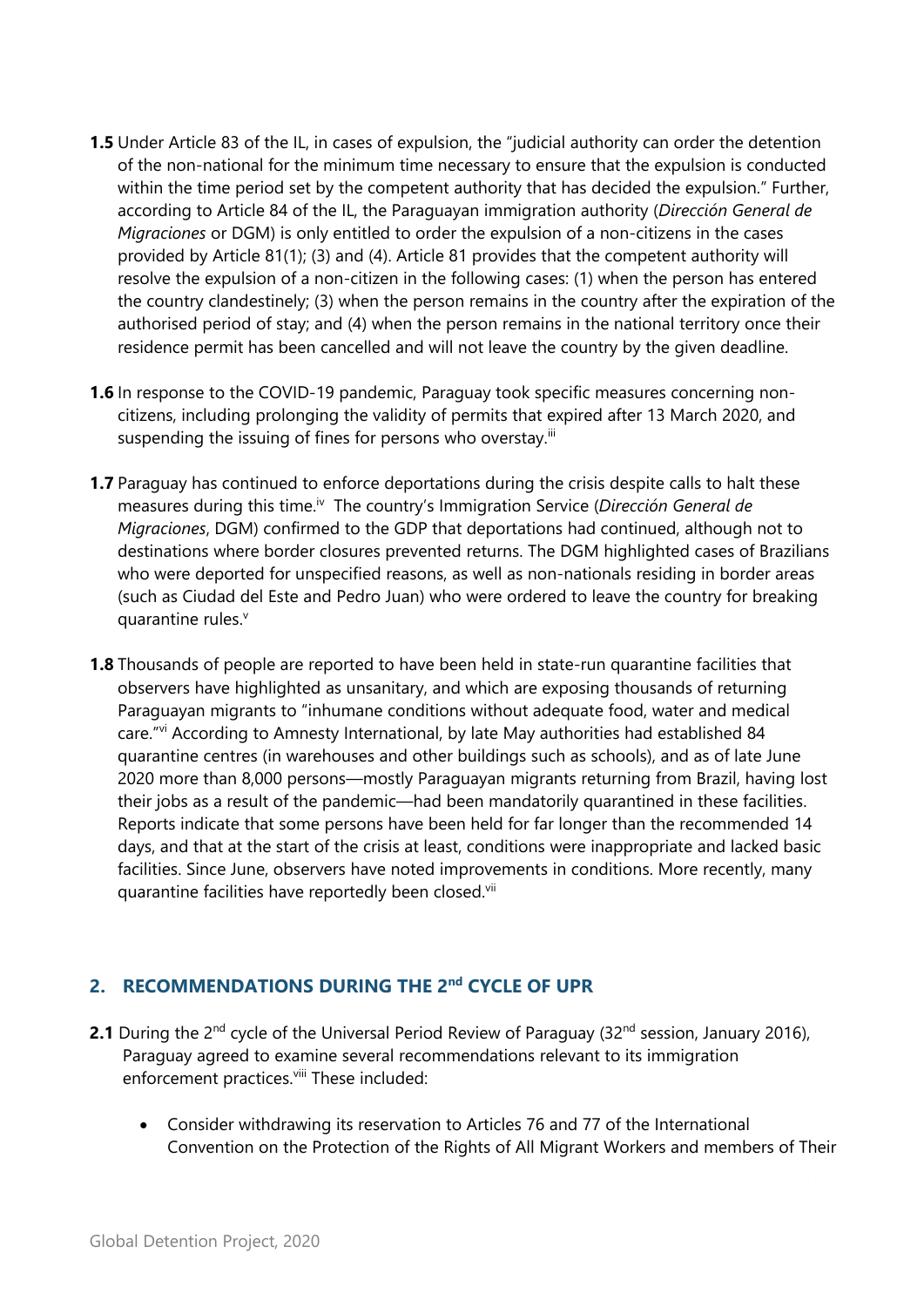**1.5** Under Article 83 of the IL, in cases of expulsion, the "judicial authority can order the detention of the non-national for the minimum time necessary to ensure that the expulsion is conducted within the time period set by the competent authority that has decided the expulsion." Further, according to Article 84 of the IL, the Paraguayan immigration authority (*Dirección General de Migraciones* or DGM) is only entitled to order the expulsion of a non-citizens in the cases provided by Article 81(1); (3) and (4). Article 81 provides that the competent authority will resolve the expulsion of a non-citizen in the following cases: (1) when the person has entered the country clandestinely; (3) when the person remains in the country after the expiration of the authorised period of stay; and (4) when the person remains in the national territory once their residence permit has been cancelled and will not leave the country by the given deadline.

**1.6** In response to the COVID-19 pandemic, Paraguay took specific measures concerning non-citizens, including prolonging the validity of permits that expired after 13 March 2020, and suspending the issuing of fines for persons who overstay.[iii]

**1.7** Paraguay has continued to enforce deportations during the crisis despite calls to halt these measures during this time.[iv] The country's Immigration Service (*Dirección General de Migraciones*, DGM) confirmed to the GDP that deportations had continued, although not to destinations where border closures prevented returns. The DGM highlighted cases of Brazilians who were deported for unspecified reasons, as well as non-nationals residing in border areas (such as Ciudad del Este and Pedro Juan) who were ordered to leave the country for breaking quarantine rules.[v]

**1.8** Thousands of people are reported to have been held in state-run quarantine facilities that observers have highlighted as unsanitary, and which are exposing thousands of returning Paraguayan migrants to "inhumane conditions without adequate food, water and medical care."[vi] According to Amnesty International, by late May authorities had established 84 quarantine centres (in warehouses and other buildings such as schools), and as of late June 2020 more than 8,000 persons—mostly Paraguayan migrants returning from Brazil, having lost their jobs as a result of the pandemic—had been mandatorily quarantined in these facilities. Reports indicate that some persons have been held for far longer than the recommended 14 days, and that at the start of the crisis at least, conditions were inappropriate and lacked basic facilities. Since June, observers have noted improvements in conditions. More recently, many quarantine facilities have reportedly been closed.[vii]

## 2. RECOMMENDATIONS DURING THE 2nd CYCLE OF UPR

**2.1** During the 2nd cycle of the Universal Period Review of Paraguay (32nd session, January 2016), Paraguay agreed to examine several recommendations relevant to its immigration enforcement practices.[viii] These included:

- Consider withdrawing its reservation to Articles 76 and 77 of the International Convention on the Protection of the Rights of All Migrant Workers and members of Their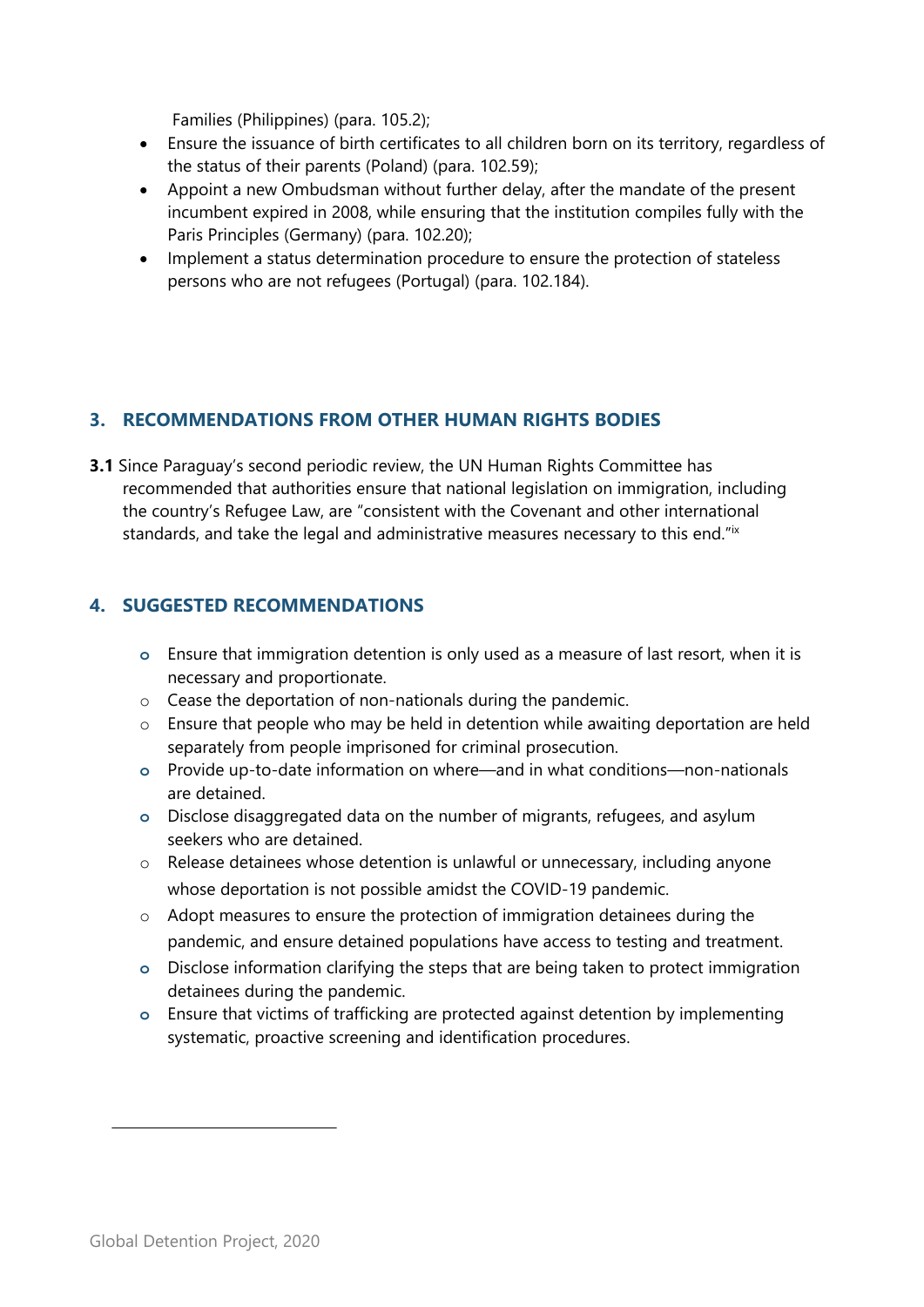Families (Philippines) (para. 105.2);

- Ensure the issuance of birth certificates to all children born on its territory, regardless of the status of their parents (Poland) (para. 102.59);
- Appoint a new Ombudsman without further delay, after the mandate of the present incumbent expired in 2008, while ensuring that the institution compiles fully with the Paris Principles (Germany) (para. 102.20);
- Implement a status determination procedure to ensure the protection of stateless persons who are not refugees (Portugal) (para. 102.184).

## 3. RECOMMENDATIONS FROM OTHER HUMAN RIGHTS BODIES

**3.1** Since Paraguay's second periodic review, the UN Human Rights Committee has recommended that authorities ensure that national legislation on immigration, including the country's Refugee Law, are "consistent with the Covenant and other international standards, and take the legal and administrative measures necessary to this end."[ix]

## 4. SUGGESTED RECOMMENDATIONS

- Ensure that immigration detention is only used as a measure of last resort, when it is necessary and proportionate.
- Cease the deportation of non-nationals during the pandemic.
- Ensure that people who may be held in detention while awaiting deportation are held separately from people imprisoned for criminal prosecution.
- Provide up-to-date information on where—and in what conditions—non-nationals are detained.
- Disclose disaggregated data on the number of migrants, refugees, and asylum seekers who are detained.
- Release detainees whose detention is unlawful or unnecessary, including anyone whose deportation is not possible amidst the COVID-19 pandemic.
- Adopt measures to ensure the protection of immigration detainees during the pandemic, and ensure detained populations have access to testing and treatment.
- Disclose information clarifying the steps that are being taken to protect immigration detainees during the pandemic.
- Ensure that victims of trafficking are protected against detention by implementing systematic, proactive screening and identification procedures.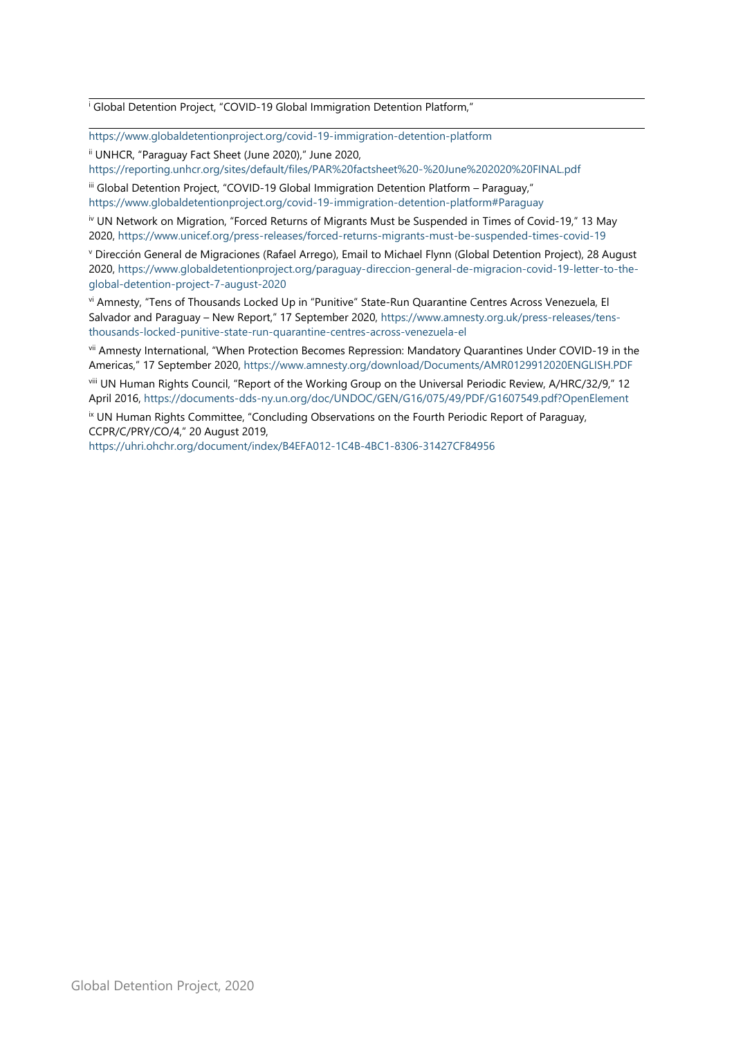[i] Global Detention Project, "COVID-19 Global Immigration Detention Platform,"

https://www.globaldetentionproject.org/covid-19-immigration-detention-platform

[ii] UNHCR, "Paraguay Fact Sheet (June 2020)," June 2020, https://reporting.unhcr.org/sites/default/files/PAR%20factsheet%20-%20June%202020%20FINAL.pdf

[iii] Global Detention Project, "COVID-19 Global Immigration Detention Platform – Paraguay," https://www.globaldetentionproject.org/covid-19-immigration-detention-platform#Paraguay

[iv] UN Network on Migration, "Forced Returns of Migrants Must be Suspended in Times of Covid-19," 13 May 2020, https://www.unicef.org/press-releases/forced-returns-migrants-must-be-suspended-times-covid-19

[v] Dirección General de Migraciones (Rafael Arrego), Email to Michael Flynn (Global Detention Project), 28 August 2020, https://www.globaldetentionproject.org/paraguay-direccion-general-de-migracion-covid-19-letter-to-the-global-detention-project-7-august-2020

[vi] Amnesty, "Tens of Thousands Locked Up in "Punitive" State-Run Quarantine Centres Across Venezuela, El Salvador and Paraguay – New Report," 17 September 2020, https://www.amnesty.org.uk/press-releases/tens-thousands-locked-punitive-state-run-quarantine-centres-across-venezuela-el

[vii] Amnesty International, "When Protection Becomes Repression: Mandatory Quarantines Under COVID-19 in the Americas," 17 September 2020, https://www.amnesty.org/download/Documents/AMR0129912020ENGLISH.PDF

[viii] UN Human Rights Council, "Report of the Working Group on the Universal Periodic Review, A/HRC/32/9," 12 April 2016, https://documents-dds-ny.un.org/doc/UNDOC/GEN/G16/075/49/PDF/G1607549.pdf?OpenElement

[ix] UN Human Rights Committee, "Concluding Observations on the Fourth Periodic Report of Paraguay, CCPR/C/PRY/CO/4," 20 August 2019, https://uhri.ohchr.org/document/index/B4EFA012-1C4B-4BC1-8306-31427CF84956